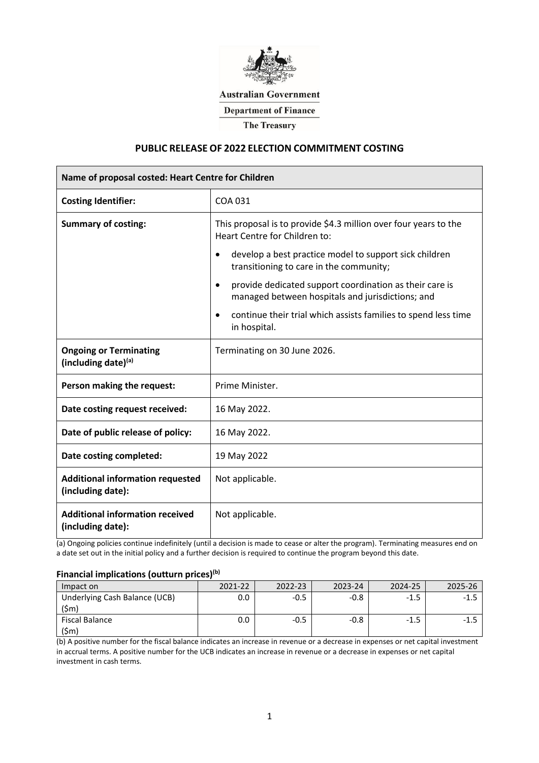Australian Government

Department of Finance

The Treasury

# PUBLIC RELEASE OF 2022 ELECTION COMMITMENT COSTING

| Name of proposal costed: Heart Centre for Children | |
|---|---|
| **Costing Identifier:** | COA 031 |
| **Summary of costing:** | This proposal is to provide $4.3 million over four years to the Heart Centre for Children to:<br>• develop a best practice model to support sick children transitioning to care in the community;<br>• provide dedicated support coordination as their care is managed between hospitals and jurisdictions; and<br>• continue their trial which assists families to spend less time in hospital. |
| **Ongoing or Terminating (including date)[(a)]** | Terminating on 30 June 2026. |
| **Person making the request:** | Prime Minister. |
| **Date costing request received:** | 16 May 2022. |
| **Date of public release of policy:** | 16 May 2022. |
| **Date costing completed:** | 19 May 2022 |
| **Additional information requested (including date):** | Not applicable. |
| **Additional information received (including date):** | Not applicable. |

(a) Ongoing policies continue indefinitely (until a decision is made to cease or alter the program). Terminating measures end on a date set out in the initial policy and a further decision is required to continue the program beyond this date.

### Financial implications (outturn prices)[(b)]

| Impact on | 2021-22 | 2022-23 | 2023-24 | 2024-25 | 2025-26 |
|---|---|---|---|---|---|
| Underlying Cash Balance (UCB) ($m) | 0.0 | -0.5 | -0.8 | -1.5 | -1.5 |
| Fiscal Balance ($m) | 0.0 | -0.5 | -0.8 | -1.5 | -1.5 |

(b) A positive number for the fiscal balance indicates an increase in revenue or a decrease in expenses or net capital investment in accrual terms. A positive number for the UCB indicates an increase in revenue or a decrease in expenses or net capital investment in cash terms.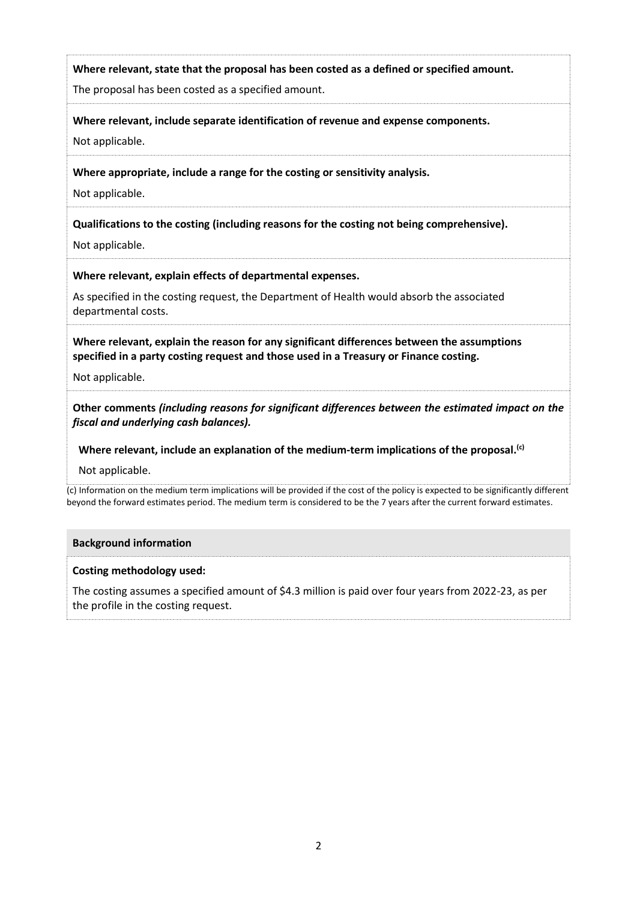**Where relevant, state that the proposal has been costed as a defined or specified amount.**

The proposal has been costed as a specified amount.

**Where relevant, include separate identification of revenue and expense components.**

Not applicable.

**Where appropriate, include a range for the costing or sensitivity analysis.**

Not applicable.

**Qualifications to the costing (including reasons for the costing not being comprehensive).**

Not applicable.

**Where relevant, explain effects of departmental expenses.**

As specified in the costing request, the Department of Health would absorb the associated departmental costs.

**Where relevant, explain the reason for any significant differences between the assumptions specified in a party costing request and those used in a Treasury or Finance costing.**

Not applicable.

**Other comments** ***(including reasons for significant differences between the estimated impact on the fiscal and underlying cash balances).***

**Where relevant, include an explanation of the medium-term implications of the proposal.[(c)]**

Not applicable.

(c) Information on the medium term implications will be provided if the cost of the policy is expected to be significantly different beyond the forward estimates period. The medium term is considered to be the 7 years after the current forward estimates.

**Background information**

**Costing methodology used:**

The costing assumes a specified amount of $4.3 million is paid over four years from 2022-23, as per the profile in the costing request.